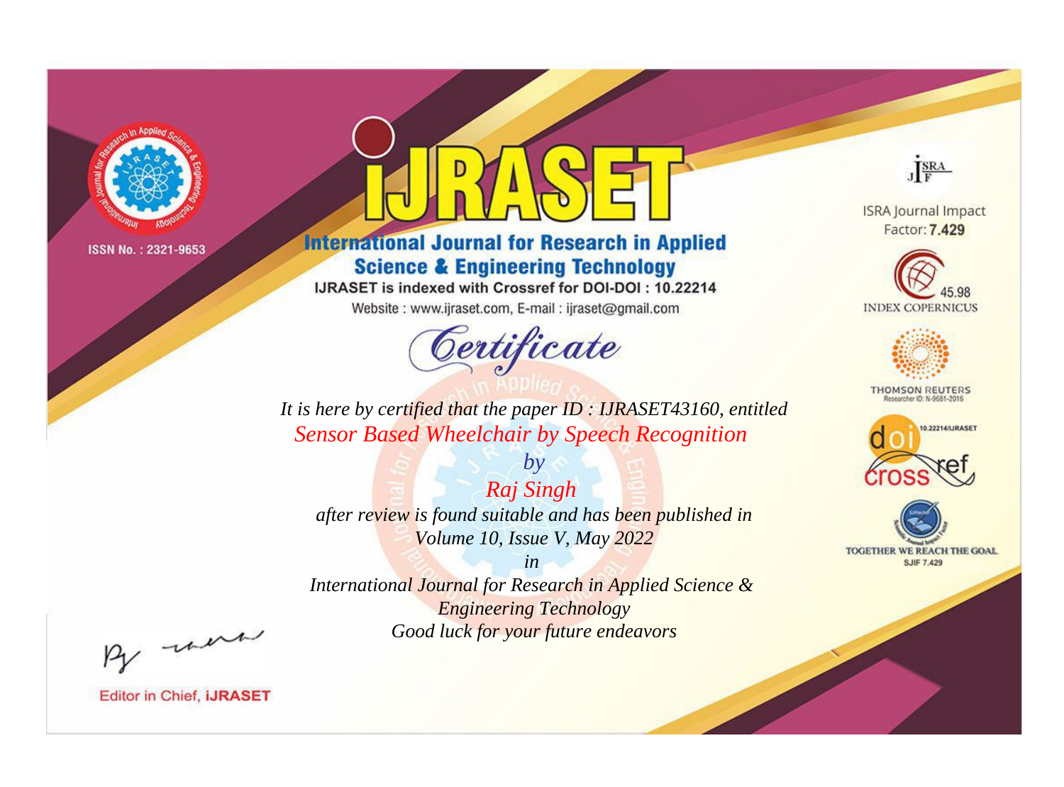ISSN No. : 2321-9653

# IJRASET

## International Journal for Research in Applied Science & Engineering Technology

IJRASET is indexed with Crossref for DOI-DOI : 10.22214

Website : www.ijraset.com, E-mail : ijraset@gmail.com

ISRA Journal Impact Factor: **7.429**

45.98 INDEX COPERNICUS

THOMSON REUTERS Researcher ID: N-9681-2016

10.22214/IJRASET

TOGETHER WE REACH THE GOAL SJIF 7.429

# *Certificate*

*It is here by certified that the paper ID : IJRASET43160, entitled*

*Sensor Based Wheelchair by Speech Recognition*

*by*

*Raj Singh*

*after review is found suitable and has been published in*

*Volume 10, Issue V, May 2022*

*in*

*International Journal for Research in Applied Science & Engineering Technology*

*Good luck for your future endeavors*

Editor in Chief, **IJRASET**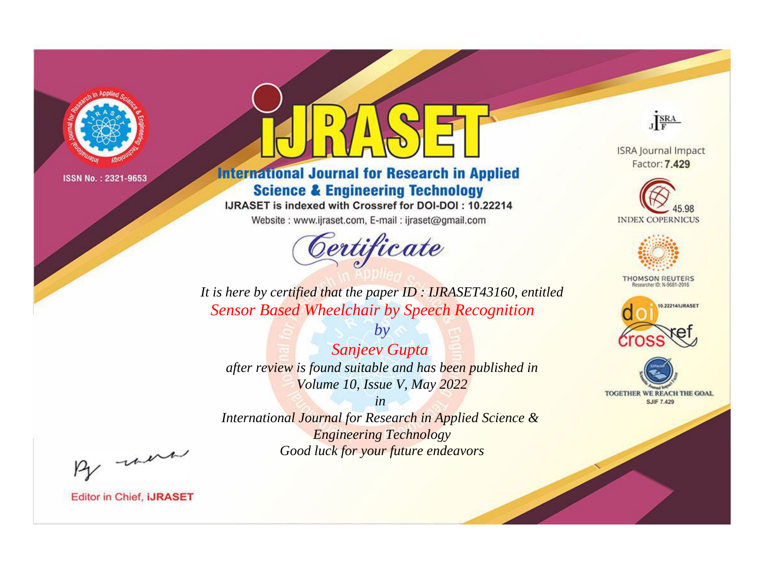ISSN No. : 2321-9653

# iJRASET

## International Journal for Research in Applied Science & Engineering Technology

IJRASET is indexed with Crossref for DOI-DOI : 10.22214

Website : www.ijraset.com, E-mail : ijraset@gmail.com

ISRA Journal Impact Factor: **7.429**

45.98 INDEX COPERNICUS

THOMSON REUTERS Researcher ID: N-9681-2016

10.22214/IJRASET

TOGETHER WE REACH THE GOAL SJIF 7.429

# *Certificate*

*It is here by certified that the paper ID : IJRASET43160, entitled*

*Sensor Based Wheelchair by Speech Recognition*

*by*

*Sanjeev Gupta*

*after review is found suitable and has been published in*

*Volume 10, Issue V, May 2022*

*in*

*International Journal for Research in Applied Science & Engineering Technology*

*Good luck for your future endeavors*

Editor in Chief, **iJRASET**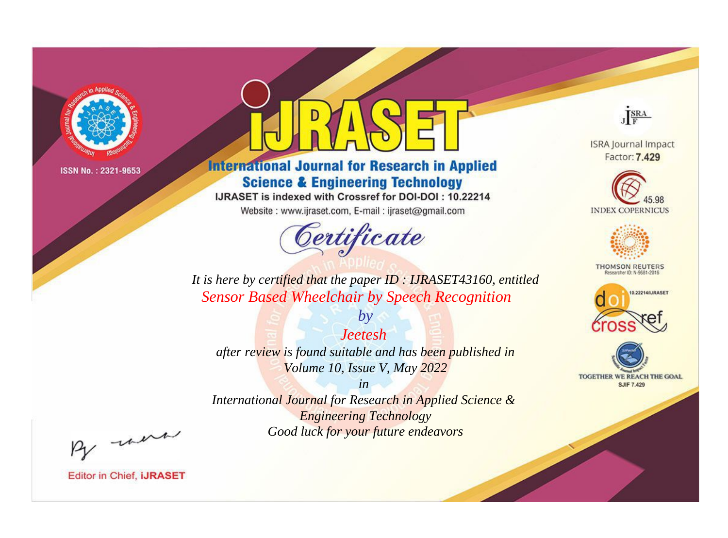ISSN No. : 2321-9653

# iJRASET

## International Journal for Research in Applied Science & Engineering Technology

IJRASET is indexed with Crossref for DOI-DOI : 10.22214

Website : www.ijraset.com, E-mail : ijraset@gmail.com

# Certificate

*It is here by certified that the paper ID : IJRASET43160, entitled*

*Sensor Based Wheelchair by Speech Recognition*

*by*

*Jeetesh*

*after review is found suitable and has been published in*

*Volume 10, Issue V, May 2022*

*in*

*International Journal for Research in Applied Science & Engineering Technology*

*Good luck for your future endeavors*

ISRA Journal Impact Factor: **7.429**

45.98 INDEX COPERNICUS

THOMSON REUTERS Researcher ID: N-9681-2016

10.22214/IJRASET

TOGETHER WE REACH THE GOAL SJIF 7.429

Editor in Chief, **iJRASET**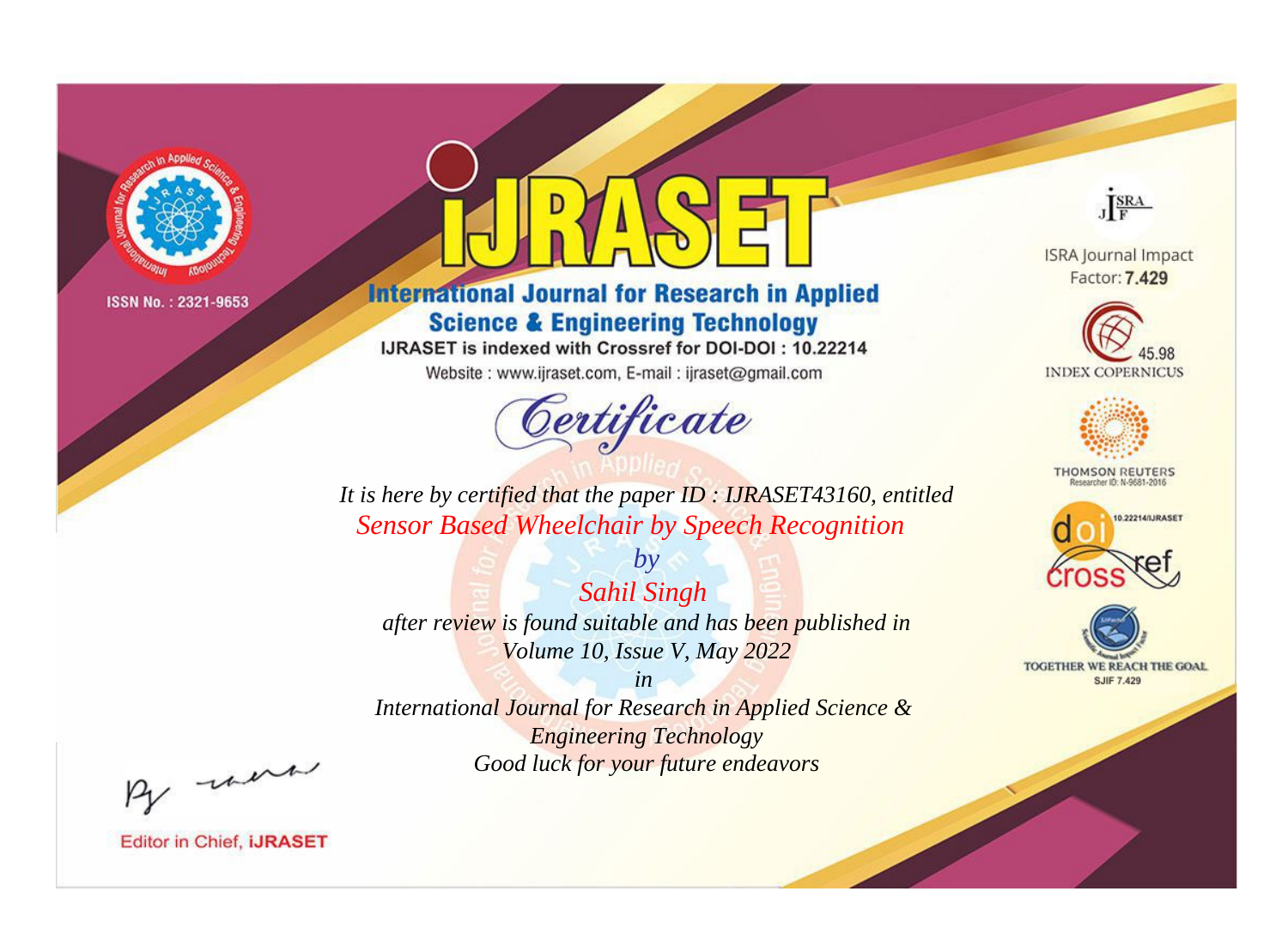ISSN No. : 2321-9653

# iJRASET

## International Journal for Research in Applied Science & Engineering Technology

IJRASET is indexed with Crossref for DOI-DOI : 10.22214

Website : www.ijraset.com, E-mail : ijraset@gmail.com

# Certificate

*It is here by certified that the paper ID : IJRASET43160, entitled*

*Sensor Based Wheelchair by Speech Recognition*

*by*

*Sahil Singh*

*after review is found suitable and has been published in*

*Volume 10, Issue V, May 2022*

*in*

*International Journal for Research in Applied Science & Engineering Technology*

*Good luck for your future endeavors*

ISRA Journal Impact Factor: **7.429**

45.98 INDEX COPERNICUS

THOMSON REUTERS Researcher ID: N-9681-2016

10.22214/IJRASET

TOGETHER WE REACH THE GOAL SJIF 7.429

Editor in Chief, **iJRASET**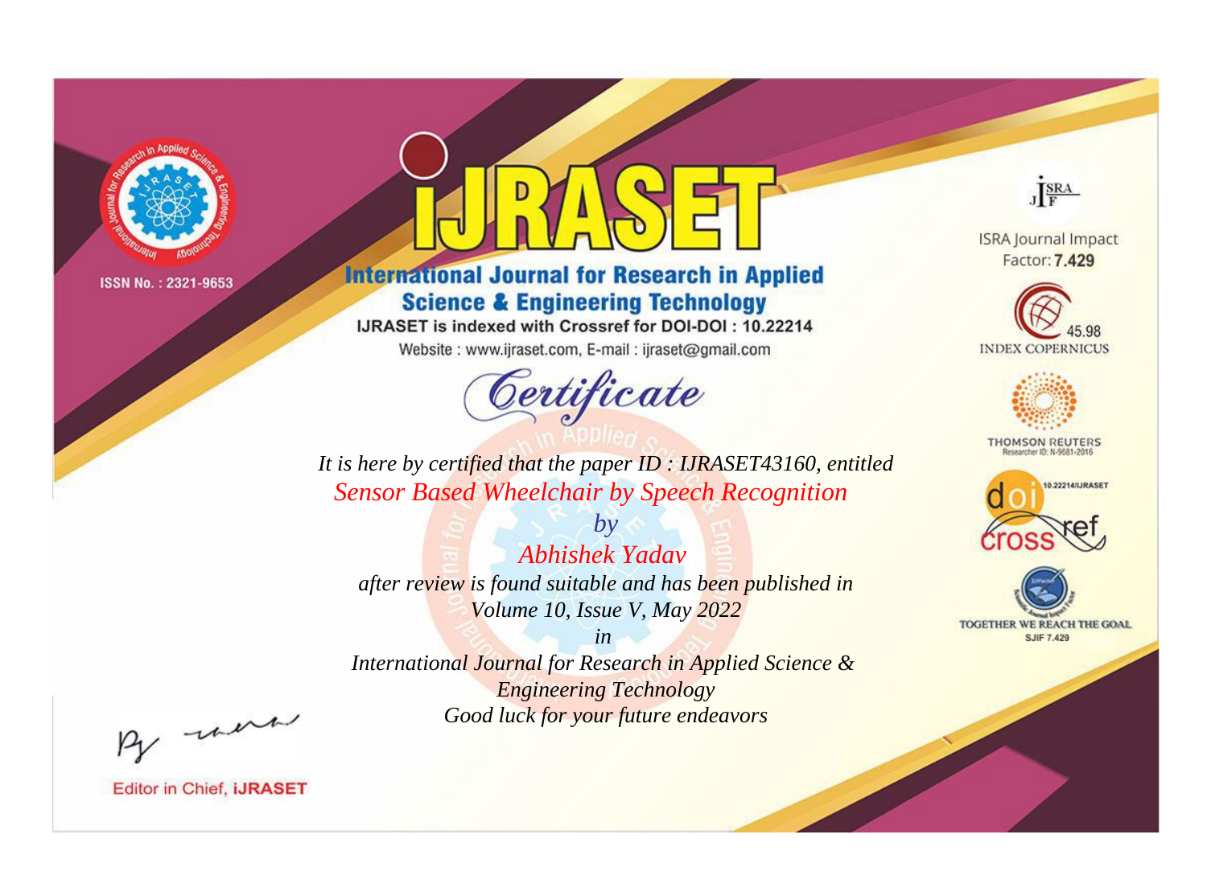ISSN No. : 2321-9653

# IJRASET

## International Journal for Research in Applied Science & Engineering Technology

IJRASET is indexed with Crossref for DOI-DOI : 10.22214

Website : www.ijraset.com, E-mail : ijraset@gmail.com

ISRA Journal Impact Factor: **7.429**

45.98 INDEX COPERNICUS

THOMSON REUTERS Researcher ID: N-9681-2016

10.22214/IJRASET

TOGETHER WE REACH THE GOAL SJIF 7.429

# *Certificate*

*It is here by certified that the paper ID : IJRASET43160, entitled*

*Sensor Based Wheelchair by Speech Recognition*

*by*

*Abhishek Yadav*

*after review is found suitable and has been published in*

*Volume 10, Issue V, May 2022*

*in*

*International Journal for Research in Applied Science & Engineering Technology*

*Good luck for your future endeavors*

Editor in Chief, **iJRASET**